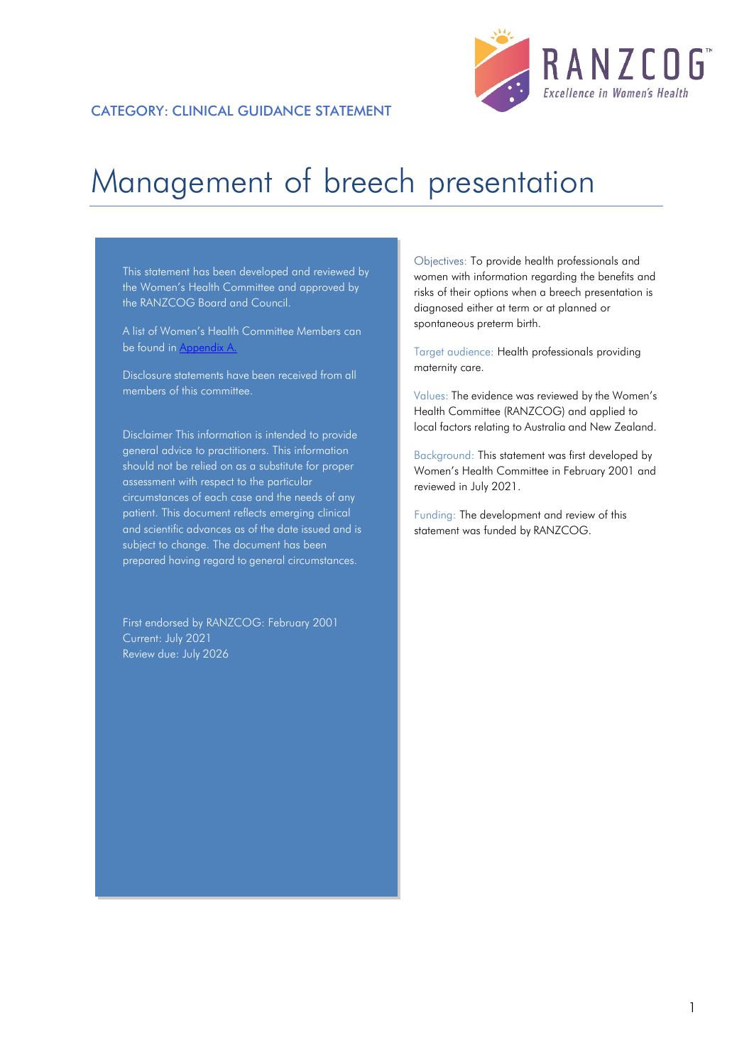CATEGORY: CLINICAL GUIDANCE STATEMENT

# Management of breech presentation

This statement has been developed and reviewed by the Women's Health Committee and approved by the RANZCOG Board and Council.

A list of Women's Health Committee Members can be found in Appendix A.

Disclosure statements have been received from all members of this committee.

Disclaimer This information is intended to provide general advice to practitioners. This information should not be relied on as a substitute for proper assessment with respect to the particular circumstances of each case and the needs of any patient. This document reflects emerging clinical and scientific advances as of the date issued and is subject to change. The document has been prepared having regard to general circumstances.

First endorsed by RANZCOG: February 2001
Current: July 2021
Review due: July 2026

Objectives: To provide health professionals and women with information regarding the benefits and risks of their options when a breech presentation is diagnosed either at term or at planned or spontaneous preterm birth.

Target audience: Health professionals providing maternity care.

Values: The evidence was reviewed by the Women's Health Committee (RANZCOG) and applied to local factors relating to Australia and New Zealand.

Background: This statement was first developed by Women's Health Committee in February 2001 and reviewed in July 2021.

Funding: The development and review of this statement was funded by RANZCOG.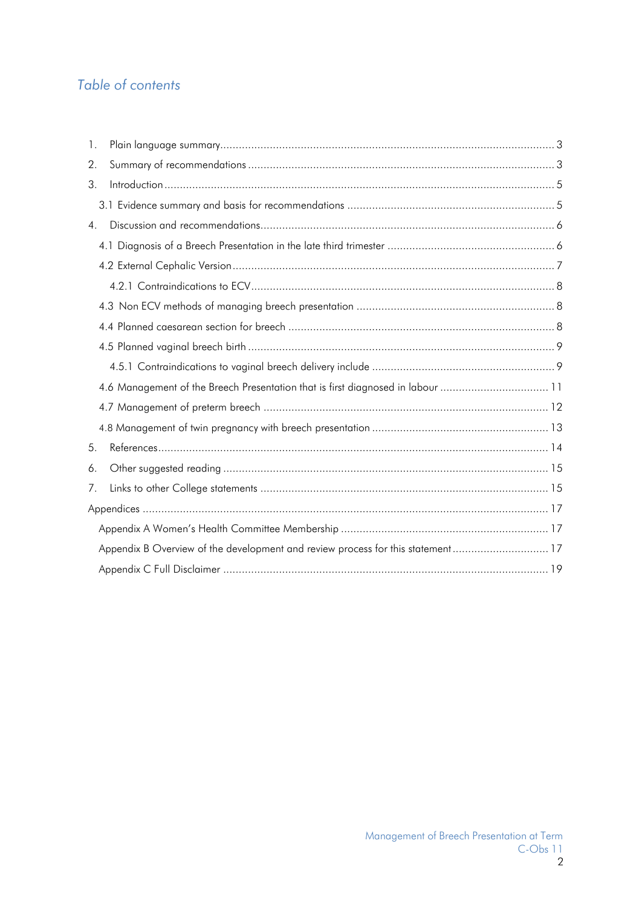## Table of contents

1. Plain language summary ........................................................................................................ 3
2. Summary of recommendations ................................................................................................ 3
3. Introduction ............................................................................................................................ 5
   - 3.1 Evidence summary and basis for recommendations ........................................................ 5
4. Discussion and recommendations ............................................................................................ 6
   - 4.1 Diagnosis of a Breech Presentation in the late third trimester ........................................ 6
   - 4.2 External Cephalic Version ............................................................................................ 7
     - 4.2.1 Contraindications to ECV ....................................................................................... 8
   - 4.3 Non ECV methods of managing breech presentation ...................................................... 8
   - 4.4 Planned caesarean section for breech ........................................................................... 8
   - 4.5 Planned vaginal breech birth ........................................................................................ 9
     - 4.5.1 Contraindications to vaginal breech delivery include .............................................. 9
   - 4.6 Management of the Breech Presentation that is first diagnosed in labour ..................... 11
   - 4.7 Management of preterm breech .................................................................................. 12
   - 4.8 Management of twin pregnancy with breech presentation ............................................ 13
5. References ............................................................................................................................ 14
6. Other suggested reading ........................................................................................................ 15
7. Links to other College statements .......................................................................................... 15

Appendices .................................................................................................................................. 17
- Appendix A Women's Health Committee Membership .......................................................... 17
- Appendix B Overview of the development and review process for this statement .................. 17
- Appendix C Full Disclaimer ................................................................................................... 19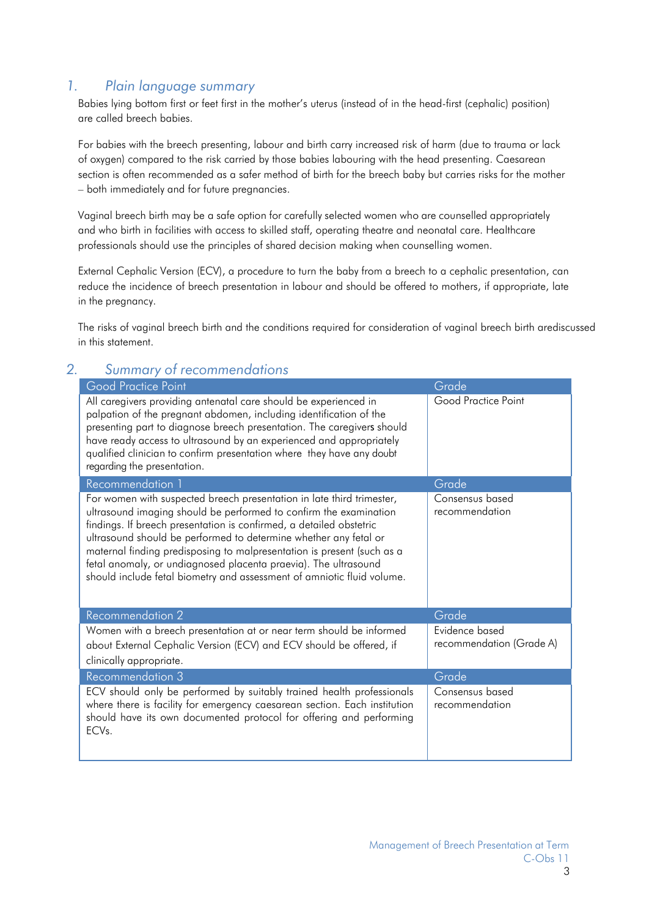## 1. Plain language summary

Babies lying bottom first or feet first in the mother's uterus (instead of in the head-first (cephalic) position) are called breech babies.

For babies with the breech presenting, labour and birth carry increased risk of harm (due to trauma or lack of oxygen) compared to the risk carried by those babies labouring with the head presenting. Caesarean section is often recommended as a safer method of birth for the breech baby but carries risks for the mother – both immediately and for future pregnancies.

Vaginal breech birth may be a safe option for carefully selected women who are counselled appropriately and who birth in facilities with access to skilled staff, operating theatre and neonatal care. Healthcare professionals should use the principles of shared decision making when counselling women.

External Cephalic Version (ECV), a procedure to turn the baby from a breech to a cephalic presentation, can reduce the incidence of breech presentation in labour and should be offered to mothers, if appropriate, late in the pregnancy.

The risks of vaginal breech birth and the conditions required for consideration of vaginal breech birth arediscussed in this statement.

## 2. Summary of recommendations

| Good Practice Point | Grade |
|---|---|
| All caregivers providing antenatal care should be experienced in palpation of the pregnant abdomen, including identification of the presenting part to diagnose breech presentation. The caregivers should have ready access to ultrasound by an experienced and appropriately qualified clinician to confirm presentation where they have any doubt regarding the presentation. | Good Practice Point |
| **Recommendation 1** | **Grade** |
| For women with suspected breech presentation in late third trimester, ultrasound imaging should be performed to confirm the examination findings. If breech presentation is confirmed, a detailed obstetric ultrasound should be performed to determine whether any fetal or maternal finding predisposing to malpresentation is present (such as a fetal anomaly, or undiagnosed placenta praevia). The ultrasound should include fetal biometry and assessment of amniotic fluid volume. | Consensus based recommendation |
| **Recommendation 2** | **Grade** |
| Women with a breech presentation at or near term should be informed about External Cephalic Version (ECV) and ECV should be offered, if clinically appropriate. | Evidence based recommendation (Grade A) |
| **Recommendation 3** | **Grade** |
| ECV should only be performed by suitably trained health professionals where there is facility for emergency caesarean section. Each institution should have its own documented protocol for offering and performing ECVs. | Consensus based recommendation |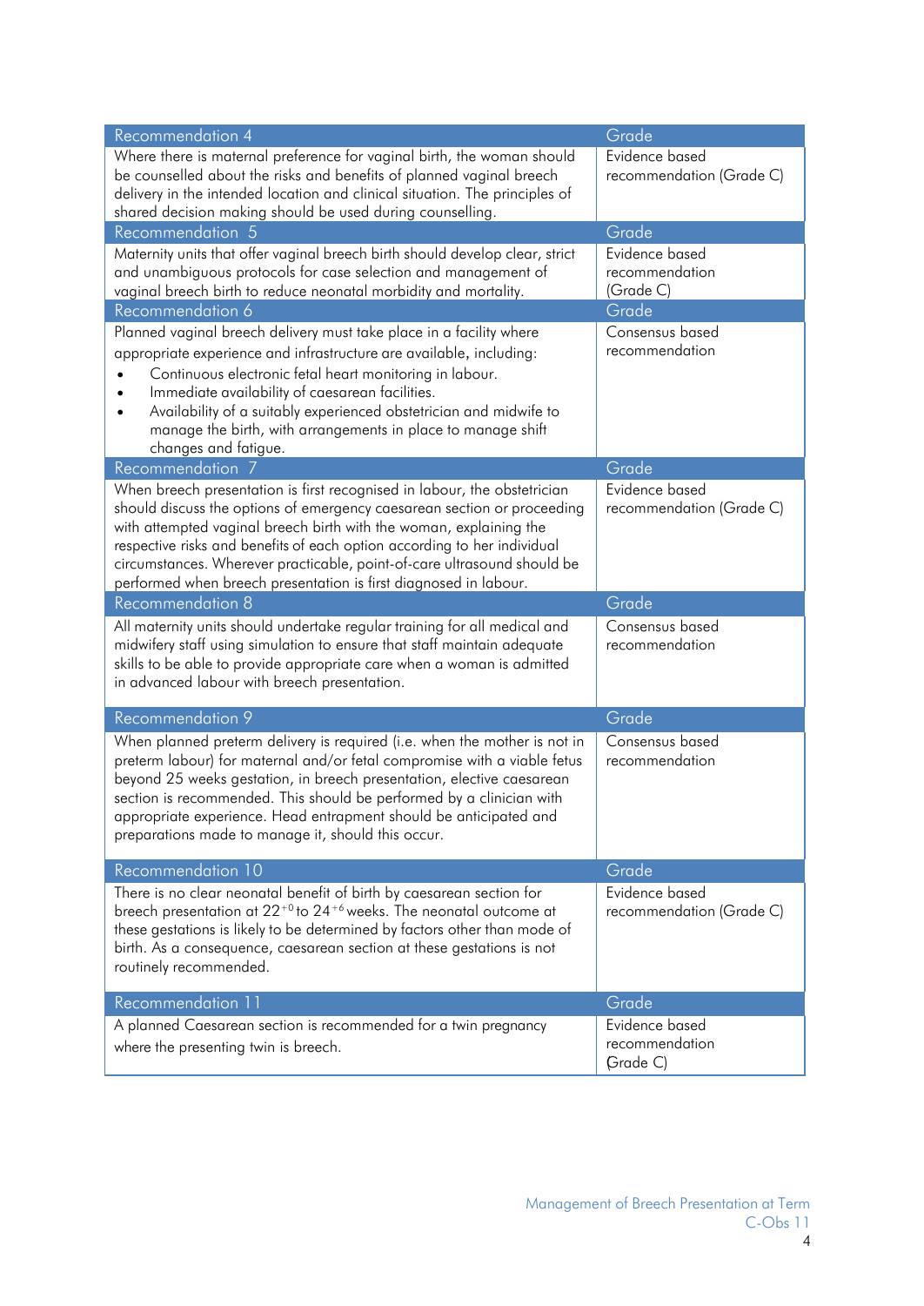| Recommendation 4 | Grade |
|---|---|
| Where there is maternal preference for vaginal birth, the woman should be counselled about the risks and benefits of planned vaginal breech delivery in the intended location and clinical situation. The principles of shared decision making should be used during counselling. | Evidence based recommendation (Grade C) |

| Recommendation 5 | Grade |
|---|---|
| Maternity units that offer vaginal breech birth should develop clear, strict and unambiguous protocols for case selection and management of vaginal breech birth to reduce neonatal morbidity and mortality. | Evidence based recommendation (Grade C) |

| Recommendation 6 | Grade |
|---|---|
| Planned vaginal breech delivery must take place in a facility where appropriate experience and infrastructure are available, including:<br>• Continuous electronic fetal heart monitoring in labour.<br>• Immediate availability of caesarean facilities.<br>• Availability of a suitably experienced obstetrician and midwife to manage the birth, with arrangements in place to manage shift changes and fatigue. | Consensus based recommendation |

| Recommendation 7 | Grade |
|---|---|
| When breech presentation is first recognised in labour, the obstetrician should discuss the options of emergency caesarean section or proceeding with attempted vaginal breech birth with the woman, explaining the respective risks and benefits of each option according to her individual circumstances. Wherever practicable, point-of-care ultrasound should be performed when breech presentation is first diagnosed in labour. | Evidence based recommendation (Grade C) |

| Recommendation 8 | Grade |
|---|---|
| All maternity units should undertake regular training for all medical and midwifery staff using simulation to ensure that staff maintain adequate skills to be able to provide appropriate care when a woman is admitted in advanced labour with breech presentation. | Consensus based recommendation |

| Recommendation 9 | Grade |
|---|---|
| When planned preterm delivery is required (i.e. when the mother is not in preterm labour) for maternal and/or fetal compromise with a viable fetus beyond 25 weeks gestation, in breech presentation, elective caesarean section is recommended. This should be performed by a clinician with appropriate experience. Head entrapment should be anticipated and preparations made to manage it, should this occur. | Consensus based recommendation |

| Recommendation 10 | Grade |
|---|---|
| There is no clear neonatal benefit of birth by caesarean section for breech presentation at $22^{+0}$ to $24^{+6}$ weeks. The neonatal outcome at these gestations is likely to be determined by factors other than mode of birth. As a consequence, caesarean section at these gestations is not routinely recommended. | Evidence based recommendation (Grade C) |

| Recommendation 11 | Grade |
|---|---|
| A planned Caesarean section is recommended for a twin pregnancy where the presenting twin is breech. | Evidence based recommendation (Grade C) |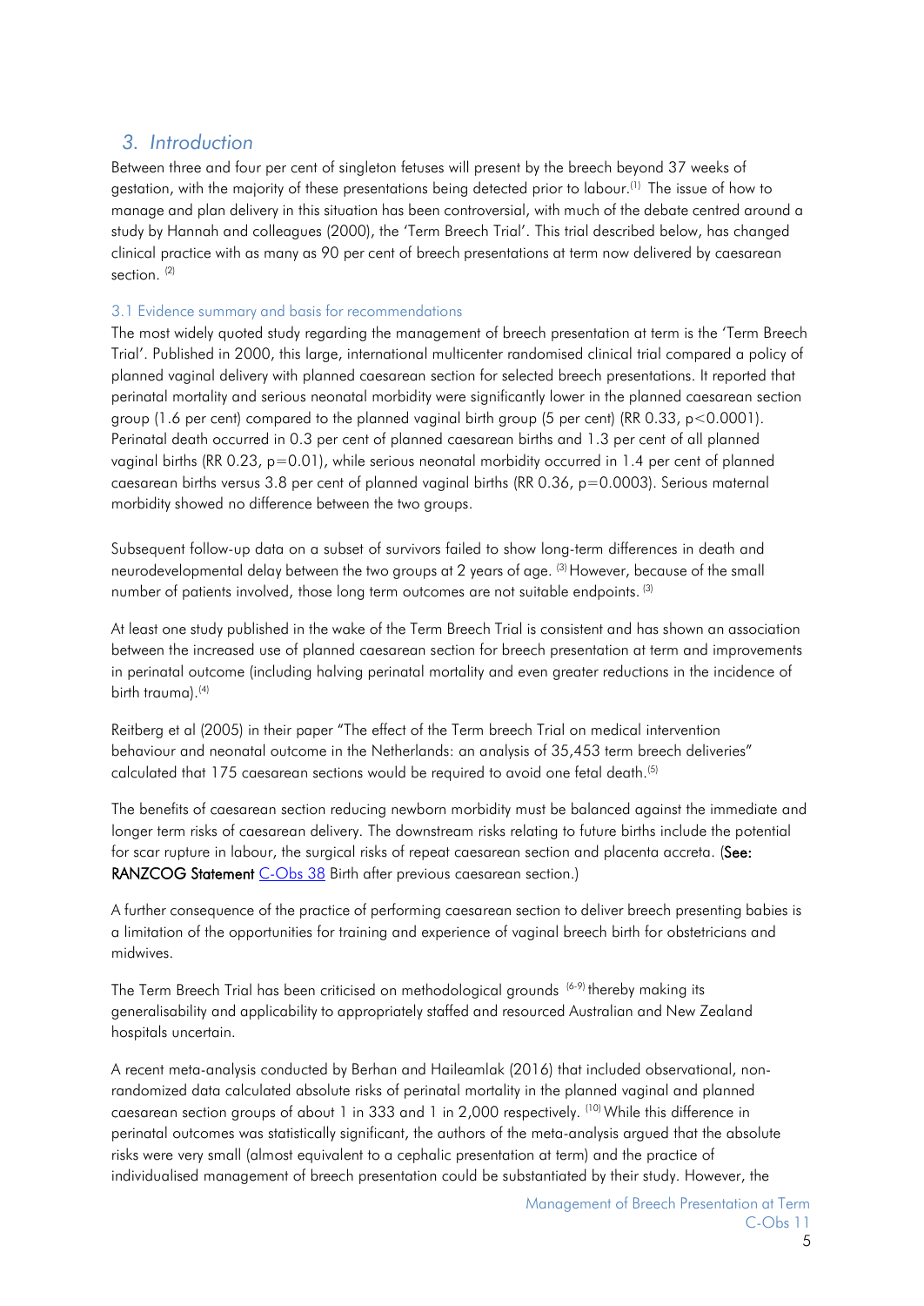## 3. Introduction

Between three and four per cent of singleton fetuses will present by the breech beyond 37 weeks of gestation, with the majority of these presentations being detected prior to labour.[1] The issue of how to manage and plan delivery in this situation has been controversial, with much of the debate centred around a study by Hannah and colleagues (2000), the 'Term Breech Trial'. This trial described below, has changed clinical practice with as many as 90 per cent of breech presentations at term now delivered by caesarean section. [2]

### 3.1 Evidence summary and basis for recommendations

The most widely quoted study regarding the management of breech presentation at term is the 'Term Breech Trial'. Published in 2000, this large, international multicenter randomised clinical trial compared a policy of planned vaginal delivery with planned caesarean section for selected breech presentations. It reported that perinatal mortality and serious neonatal morbidity were significantly lower in the planned caesarean section group (1.6 per cent) compared to the planned vaginal birth group (5 per cent) (RR 0.33, $p<0.0001$). Perinatal death occurred in 0.3 per cent of planned caesarean births and 1.3 per cent of all planned vaginal births (RR 0.23, $p=0.01$), while serious neonatal morbidity occurred in 1.4 per cent of planned caesarean births versus 3.8 per cent of planned vaginal births (RR 0.36, $p=0.0003$). Serious maternal morbidity showed no difference between the two groups.

Subsequent follow-up data on a subset of survivors failed to show long-term differences in death and neurodevelopmental delay between the two groups at 2 years of age. [3] However, because of the small number of patients involved, those long term outcomes are not suitable endpoints. [3]

At least one study published in the wake of the Term Breech Trial is consistent and has shown an association between the increased use of planned caesarean section for breech presentation at term and improvements in perinatal outcome (including halving perinatal mortality and even greater reductions in the incidence of birth trauma).[4]

Reitberg et al (2005) in their paper "The effect of the Term breech Trial on medical intervention behaviour and neonatal outcome in the Netherlands: an analysis of 35,453 term breech deliveries" calculated that 175 caesarean sections would be required to avoid one fetal death.[5]

The benefits of caesarean section reducing newborn morbidity must be balanced against the immediate and longer term risks of caesarean delivery. The downstream risks relating to future births include the potential for scar rupture in labour, the surgical risks of repeat caesarean section and placenta accreta. (**See: RANZCOG Statement** C-Obs 38 Birth after previous caesarean section.)

A further consequence of the practice of performing caesarean section to deliver breech presenting babies is a limitation of the opportunities for training and experience of vaginal breech birth for obstetricians and midwives.

The Term Breech Trial has been criticised on methodological grounds [6-9] thereby making its generalisability and applicability to appropriately staffed and resourced Australian and New Zealand hospitals uncertain.

A recent meta-analysis conducted by Berhan and Haileamlak (2016) that included observational, non-randomized data calculated absolute risks of perinatal mortality in the planned vaginal and planned caesarean section groups of about 1 in 333 and 1 in 2,000 respectively. [10] While this difference in perinatal outcomes was statistically significant, the authors of the meta-analysis argued that the absolute risks were very small (almost equivalent to a cephalic presentation at term) and the practice of individualised management of breech presentation could be substantiated by their study. However, the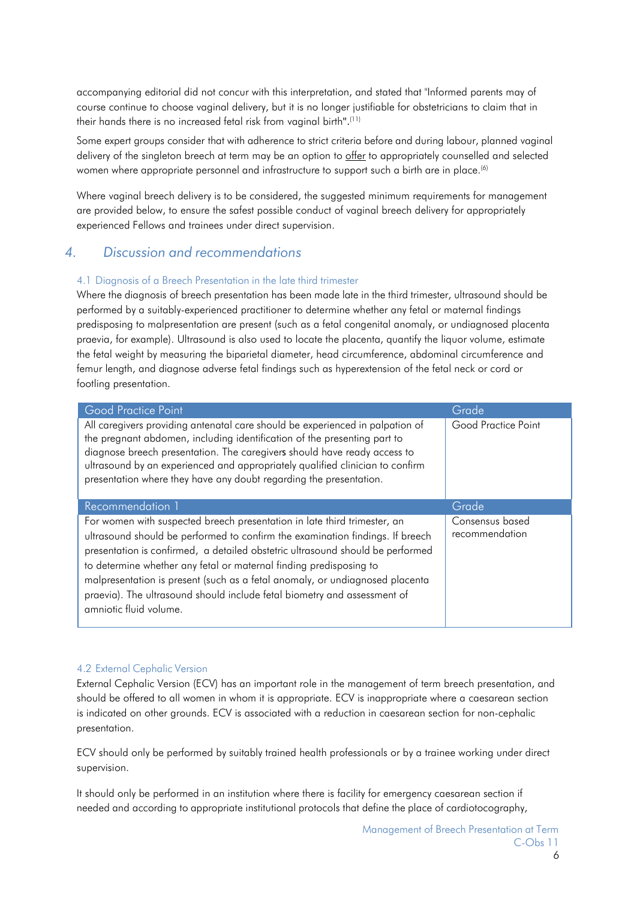accompanying editorial did not concur with this interpretation, and stated that "Informed parents may of course continue to choose vaginal delivery, but it is no longer justifiable for obstetricians to claim that in their hands there is no increased fetal risk from vaginal birth".[11]

Some expert groups consider that with adherence to strict criteria before and during labour, planned vaginal delivery of the singleton breech at term may be an option to offer to appropriately counselled and selected women where appropriate personnel and infrastructure to support such a birth are in place.[6]

Where vaginal breech delivery is to be considered, the suggested minimum requirements for management are provided below, to ensure the safest possible conduct of vaginal breech delivery for appropriately experienced Fellows and trainees under direct supervision.

## 4. Discussion and recommendations

### 4.1 Diagnosis of a Breech Presentation in the late third trimester

Where the diagnosis of breech presentation has been made late in the third trimester, ultrasound should be performed by a suitably-experienced practitioner to determine whether any fetal or maternal findings predisposing to malpresentation are present (such as a fetal congenital anomaly, or undiagnosed placenta praevia, for example). Ultrasound is also used to locate the placenta, quantify the liquor volume, estimate the fetal weight by measuring the biparietal diameter, head circumference, abdominal circumference and femur length, and diagnose adverse fetal findings such as hyperextension of the fetal neck or cord or footling presentation.

| Good Practice Point | Grade |
| --- | --- |
| All caregivers providing antenatal care should be experienced in palpation of the pregnant abdomen, including identification of the presenting part to diagnose breech presentation. The caregivers should have ready access to ultrasound by an experienced and appropriately qualified clinician to confirm presentation where they have any doubt regarding the presentation. | Good Practice Point |
| **Recommendation 1** | **Grade** |
| For women with suspected breech presentation in late third trimester, an ultrasound should be performed to confirm the examination findings. If breech presentation is confirmed, a detailed obstetric ultrasound should be performed to determine whether any fetal or maternal finding predisposing to malpresentation is present (such as a fetal anomaly, or undiagnosed placenta praevia). The ultrasound should include fetal biometry and assessment of amniotic fluid volume. | Consensus based recommendation |

### 4.2 External Cephalic Version

External Cephalic Version (ECV) has an important role in the management of term breech presentation, and should be offered to all women in whom it is appropriate. ECV is inappropriate where a caesarean section is indicated on other grounds. ECV is associated with a reduction in caesarean section for non-cephalic presentation.

ECV should only be performed by suitably trained health professionals or by a trainee working under direct supervision.

It should only be performed in an institution where there is facility for emergency caesarean section if needed and according to appropriate institutional protocols that define the place of cardiotocography,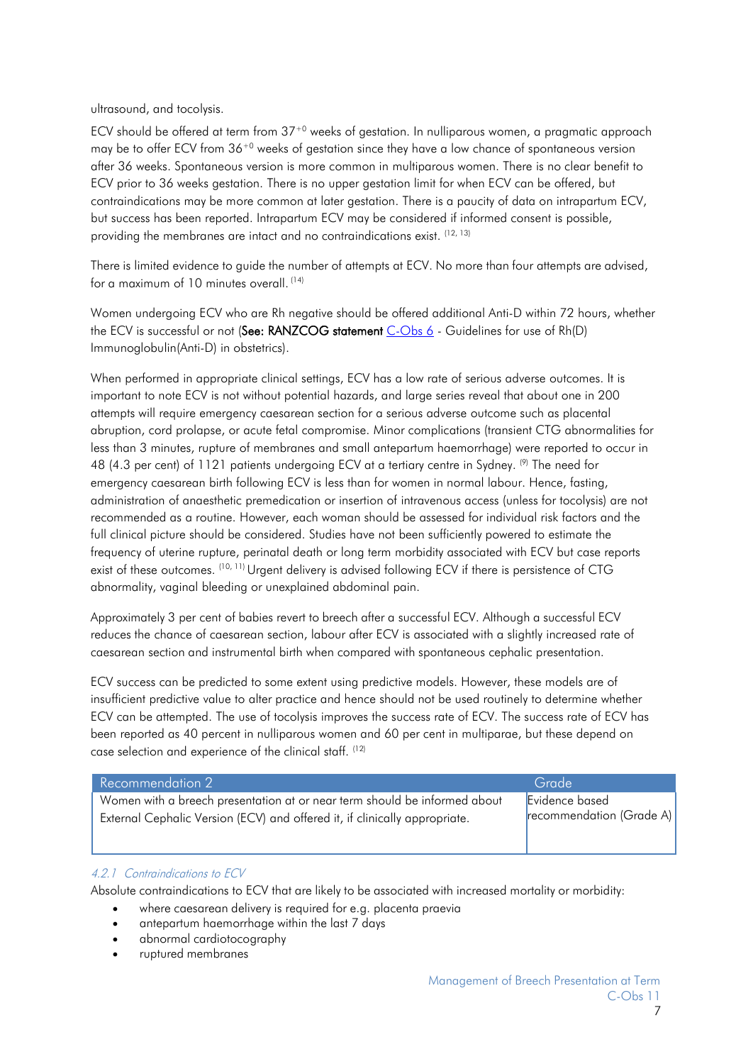ultrasound, and tocolysis.

ECV should be offered at term from $37^{+0}$ weeks of gestation. In nulliparous women, a pragmatic approach may be to offer ECV from $36^{+0}$ weeks of gestation since they have a low chance of spontaneous version after 36 weeks. Spontaneous version is more common in multiparous women. There is no clear benefit to ECV prior to 36 weeks gestation. There is no upper gestation limit for when ECV can be offered, but contraindications may be more common at later gestation. There is a paucity of data on intrapartum ECV, but success has been reported. Intrapartum ECV may be considered if informed consent is possible, providing the membranes are intact and no contraindications exist. [12, 13]

There is limited evidence to guide the number of attempts at ECV. No more than four attempts are advised, for a maximum of 10 minutes overall. [14]

Women undergoing ECV who are Rh negative should be offered additional Anti-D within 72 hours, whether the ECV is successful or not (**See: RANZCOG statement** C-Obs 6 - Guidelines for use of Rh(D) Immunoglobulin(Anti-D) in obstetrics).

When performed in appropriate clinical settings, ECV has a low rate of serious adverse outcomes. It is important to note ECV is not without potential hazards, and large series reveal that about one in 200 attempts will require emergency caesarean section for a serious adverse outcome such as placental abruption, cord prolapse, or acute fetal compromise. Minor complications (transient CTG abnormalities for less than 3 minutes, rupture of membranes and small antepartum haemorrhage) were reported to occur in 48 (4.3 per cent) of 1121 patients undergoing ECV at a tertiary centre in Sydney. [9] The need for emergency caesarean birth following ECV is less than for women in normal labour. Hence, fasting, administration of anaesthetic premedication or insertion of intravenous access (unless for tocolysis) are not recommended as a routine. However, each woman should be assessed for individual risk factors and the full clinical picture should be considered. Studies have not been sufficiently powered to estimate the frequency of uterine rupture, perinatal death or long term morbidity associated with ECV but case reports exist of these outcomes. [10, 11] Urgent delivery is advised following ECV if there is persistence of CTG abnormality, vaginal bleeding or unexplained abdominal pain.

Approximately 3 per cent of babies revert to breech after a successful ECV. Although a successful ECV reduces the chance of caesarean section, labour after ECV is associated with a slightly increased rate of caesarean section and instrumental birth when compared with spontaneous cephalic presentation.

ECV success can be predicted to some extent using predictive models. However, these models are of insufficient predictive value to alter practice and hence should not be used routinely to determine whether ECV can be attempted. The use of tocolysis improves the success rate of ECV. The success rate of ECV has been reported as 40 percent in nulliparous women and 60 per cent in multiparae, but these depend on case selection and experience of the clinical staff. [12]

| Recommendation 2 | Grade |
|---|---|
| Women with a breech presentation at or near term should be informed about External Cephalic Version (ECV) and offered it, if clinically appropriate. | Evidence based recommendation (Grade A) |

#### *4.2.1 Contraindications to ECV*

Absolute contraindications to ECV that are likely to be associated with increased mortality or morbidity:

- where caesarean delivery is required for e.g. placenta praevia
- antepartum haemorrhage within the last 7 days
- abnormal cardiotocography
- ruptured membranes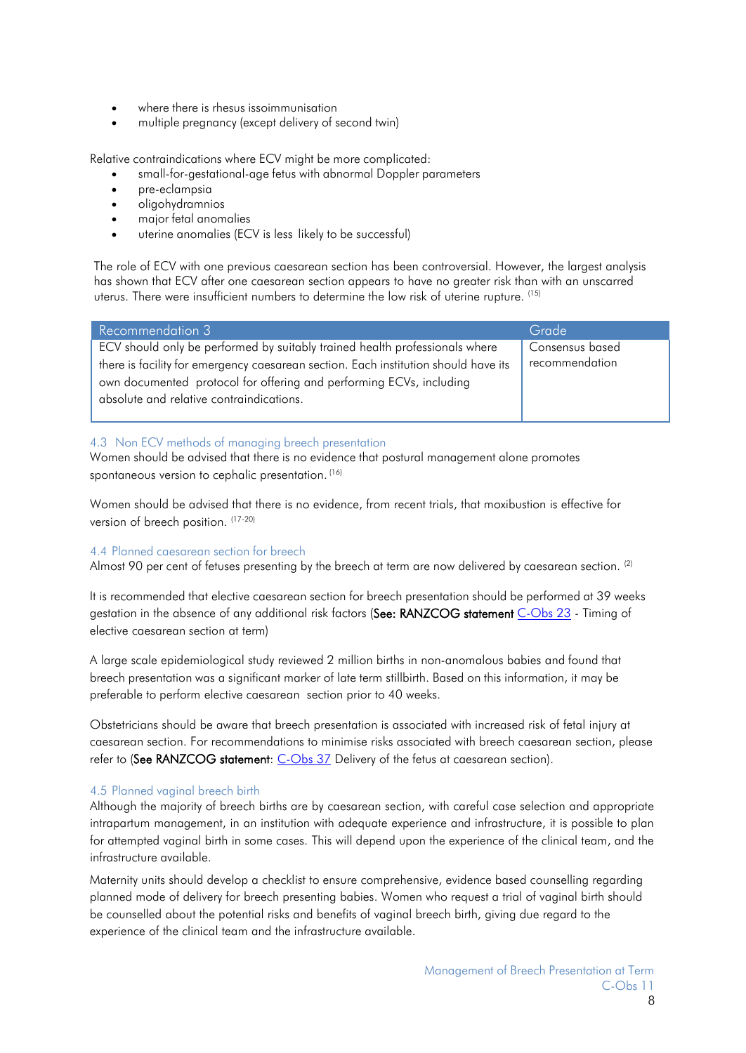- where there is rhesus issoimmunisation
- multiple pregnancy (except delivery of second twin)

Relative contraindications where ECV might be more complicated:

- small-for-gestational-age fetus with abnormal Doppler parameters
- pre-eclampsia
- oligohydramnios
- major fetal anomalies
- uterine anomalies (ECV is less likely to be successful)

The role of ECV with one previous caesarean section has been controversial. However, the largest analysis has shown that ECV after one caesarean section appears to have no greater risk than with an unscarred uterus. There were insufficient numbers to determine the low risk of uterine rupture. [15]

| Recommendation 3 | Grade |
| --- | --- |
| ECV should only be performed by suitably trained health professionals where there is facility for emergency caesarean section. Each institution should have its own documented protocol for offering and performing ECVs, including absolute and relative contraindications. | Consensus based recommendation |

### 4.3 Non ECV methods of managing breech presentation

Women should be advised that there is no evidence that postural management alone promotes spontaneous version to cephalic presentation. [16]

Women should be advised that there is no evidence, from recent trials, that moxibustion is effective for version of breech position. [17-20]

### 4.4 Planned caesarean section for breech

Almost 90 per cent of fetuses presenting by the breech at term are now delivered by caesarean section. [2]

It is recommended that elective caesarean section for breech presentation should be performed at 39 weeks gestation in the absence of any additional risk factors (**See: RANZCOG statement** C-Obs 23 - Timing of elective caesarean section at term)

A large scale epidemiological study reviewed 2 million births in non-anomalous babies and found that breech presentation was a significant marker of late term stillbirth. Based on this information, it may be preferable to perform elective caesarean section prior to 40 weeks.

Obstetricians should be aware that breech presentation is associated with increased risk of fetal injury at caesarean section. For recommendations to minimise risks associated with breech caesarean section, please refer to (**See RANZCOG statement**: C-Obs 37 Delivery of the fetus at caesarean section).

### 4.5 Planned vaginal breech birth

Although the majority of breech births are by caesarean section, with careful case selection and appropriate intrapartum management, in an institution with adequate experience and infrastructure, it is possible to plan for attempted vaginal birth in some cases. This will depend upon the experience of the clinical team, and the infrastructure available.

Maternity units should develop a checklist to ensure comprehensive, evidence based counselling regarding planned mode of delivery for breech presenting babies. Women who request a trial of vaginal birth should be counselled about the potential risks and benefits of vaginal breech birth, giving due regard to the experience of the clinical team and the infrastructure available.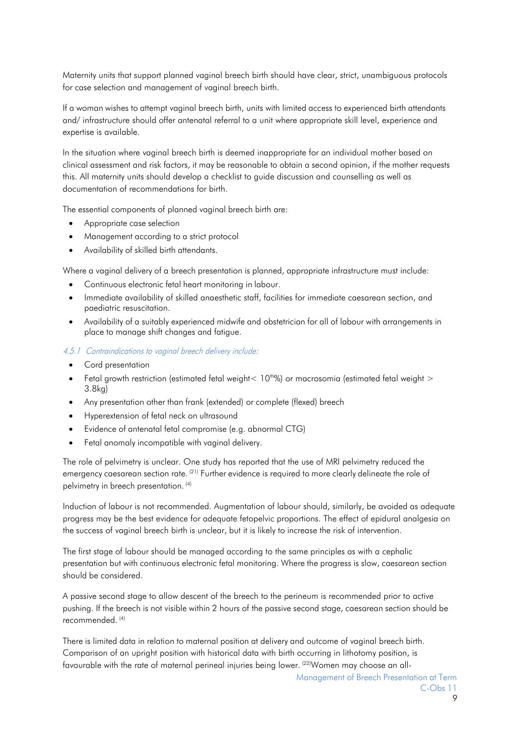Maternity units that support planned vaginal breech birth should have clear, strict, unambiguous protocols for case selection and management of vaginal breech birth.

If a woman wishes to attempt vaginal breech birth, units with limited access to experienced birth attendants and/ infrastructure should offer antenatal referral to a unit where appropriate skill level, experience and expertise is available.

In the situation where vaginal breech birth is deemed inappropriate for an individual mother based on clinical assessment and risk factors, it may be reasonable to obtain a second opinion, if the mother requests this. All maternity units should develop a checklist to guide discussion and counselling as well as documentation of recommendations for birth.

The essential components of planned vaginal breech birth are:

- Appropriate case selection
- Management according to a strict protocol
- Availability of skilled birth attendants.

Where a vaginal delivery of a breech presentation is planned, appropriate infrastructure must include:

- Continuous electronic fetal heart monitoring in labour.
- Immediate availability of skilled anaesthetic staff, facilities for immediate caesarean section, and paediatric resuscitation.
- Availability of a suitably experienced midwife and obstetrician for all of labour with arrangements in place to manage shift changes and fatigue.

#### *4.5.1 Contraindications to vaginal breech delivery include:*

- Cord presentation
- Fetal growth restriction (estimated fetal weight< 10^th^%) or macrosomia (estimated fetal weight > 3.8kg)
- Any presentation other than frank (extended) or complete (flexed) breech
- Hyperextension of fetal neck on ultrasound
- Evidence of antenatal fetal compromise (e.g. abnormal CTG)
- Fetal anomaly incompatible with vaginal delivery.

The role of pelvimetry is unclear. One study has reported that the use of MRI pelvimetry reduced the emergency caesarean section rate. [21] Further evidence is required to more clearly delineate the role of pelvimetry in breech presentation. [4]

Induction of labour is not recommended. Augmentation of labour should, similarly, be avoided as adequate progress may be the best evidence for adequate fetopelvic proportions. The effect of epidural analgesia on the success of vaginal breech birth is unclear, but it is likely to increase the risk of intervention.

The first stage of labour should be managed according to the same principles as with a cephalic presentation but with continuous electronic fetal monitoring. Where the progress is slow, caesarean section should be considered.

A passive second stage to allow descent of the breech to the perineum is recommended prior to active pushing. If the breech is not visible within 2 hours of the passive second stage, caesarean section should be recommended. [4]

There is limited data in relation to maternal position at delivery and outcome of vaginal breech birth. Comparison of an upright position with historical data with birth occurring in lithotomy position, is favourable with the rate of maternal perineal injuries being lower. [22]Women may choose an all-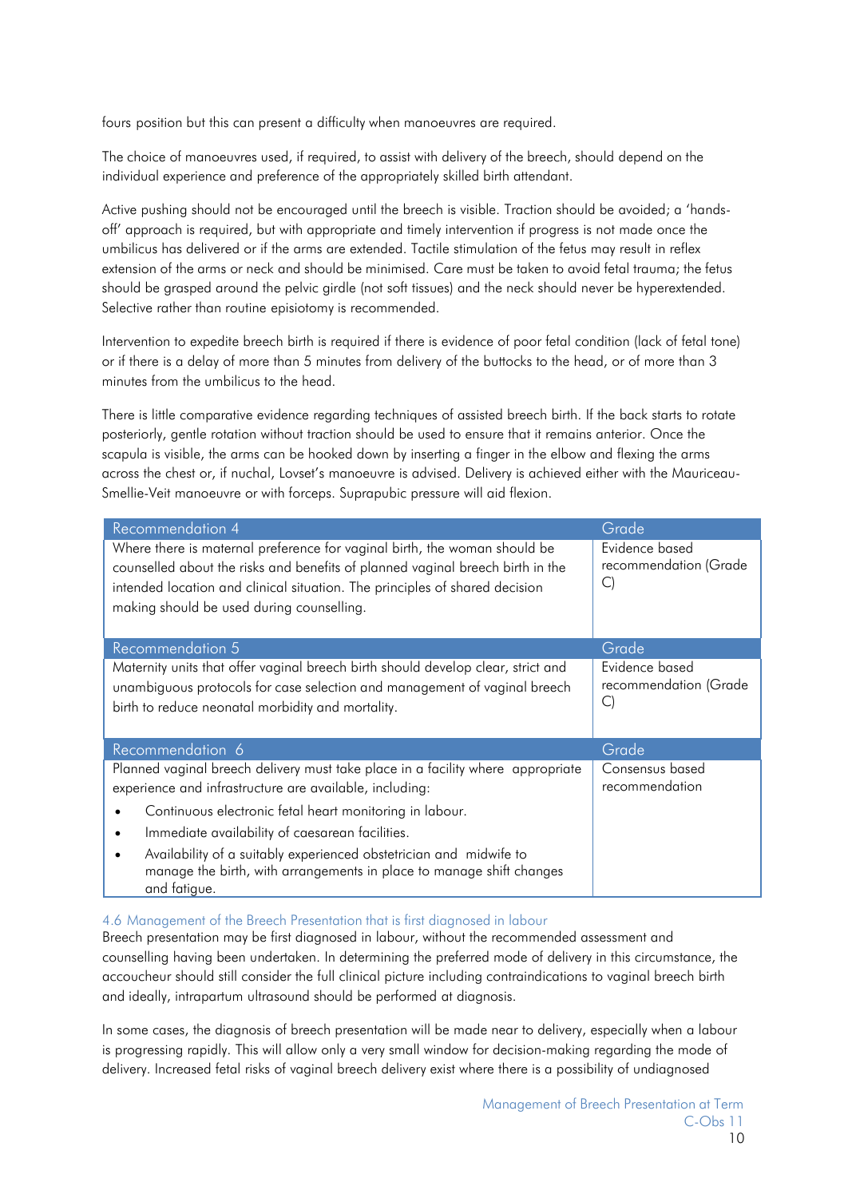fours position but this can present a difficulty when manoeuvres are required.

The choice of manoeuvres used, if required, to assist with delivery of the breech, should depend on the individual experience and preference of the appropriately skilled birth attendant.

Active pushing should not be encouraged until the breech is visible. Traction should be avoided; a 'hands-off' approach is required, but with appropriate and timely intervention if progress is not made once the umbilicus has delivered or if the arms are extended. Tactile stimulation of the fetus may result in reflex extension of the arms or neck and should be minimised. Care must be taken to avoid fetal trauma; the fetus should be grasped around the pelvic girdle (not soft tissues) and the neck should never be hyperextended. Selective rather than routine episiotomy is recommended.

Intervention to expedite breech birth is required if there is evidence of poor fetal condition (lack of fetal tone) or if there is a delay of more than 5 minutes from delivery of the buttocks to the head, or of more than 3 minutes from the umbilicus to the head.

There is little comparative evidence regarding techniques of assisted breech birth. If the back starts to rotate posteriorly, gentle rotation without traction should be used to ensure that it remains anterior. Once the scapula is visible, the arms can be hooked down by inserting a finger in the elbow and flexing the arms across the chest or, if nuchal, Lovset's manoeuvre is advised. Delivery is achieved either with the Mauriceau-Smellie-Veit manoeuvre or with forceps. Suprapubic pressure will aid flexion.

| Recommendation 4 | Grade |
| --- | --- |
| Where there is maternal preference for vaginal birth, the woman should be counselled about the risks and benefits of planned vaginal breech birth in the intended location and clinical situation. The principles of shared decision making should be used during counselling. | Evidence based recommendation (Grade C) |

| Recommendation 5 | Grade |
| --- | --- |
| Maternity units that offer vaginal breech birth should develop clear, strict and unambiguous protocols for case selection and management of vaginal breech birth to reduce neonatal morbidity and mortality. | Evidence based recommendation (Grade C) |

| Recommendation 6 | Grade |
| --- | --- |
| Planned vaginal breech delivery must take place in a facility where appropriate experience and infrastructure are available, including:<br>• Continuous electronic fetal heart monitoring in labour.<br>• Immediate availability of caesarean facilities.<br>• Availability of a suitably experienced obstetrician and midwife to manage the birth, with arrangements in place to manage shift changes and fatigue. | Consensus based recommendation |

### 4.6 Management of the Breech Presentation that is first diagnosed in labour

Breech presentation may be first diagnosed in labour, without the recommended assessment and counselling having been undertaken. In determining the preferred mode of delivery in this circumstance, the accoucheur should still consider the full clinical picture including contraindications to vaginal breech birth and ideally, intrapartum ultrasound should be performed at diagnosis.

In some cases, the diagnosis of breech presentation will be made near to delivery, especially when a labour is progressing rapidly. This will allow only a very small window for decision-making regarding the mode of delivery. Increased fetal risks of vaginal breech delivery exist where there is a possibility of undiagnosed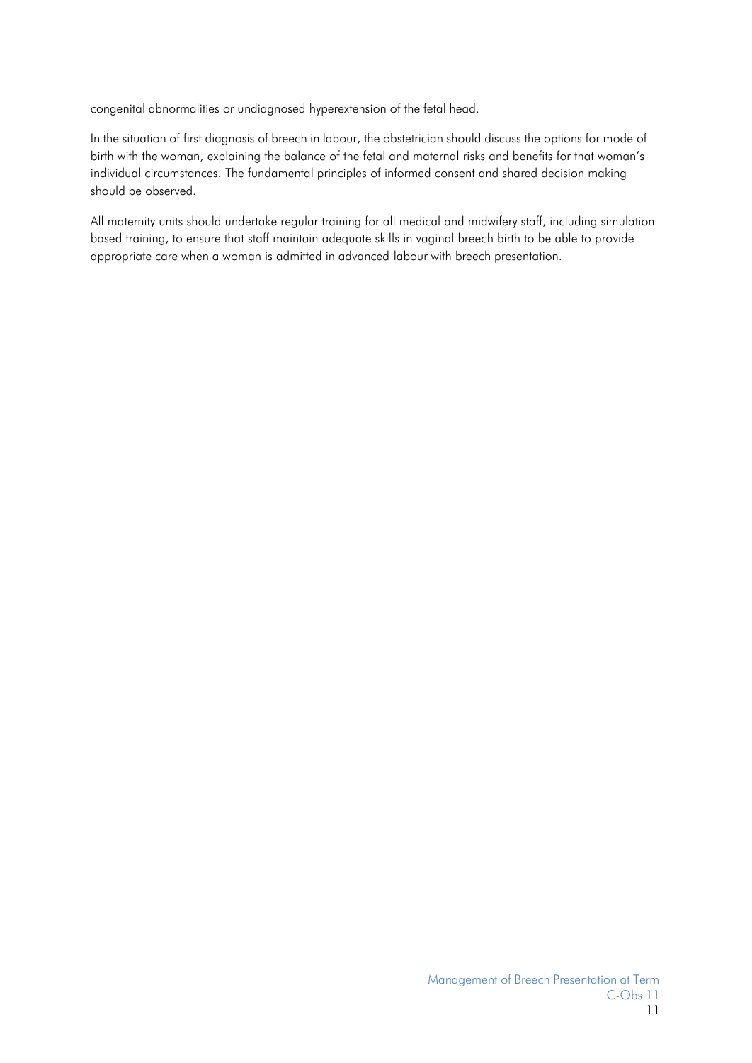congenital abnormalities or undiagnosed hyperextension of the fetal head.

In the situation of first diagnosis of breech in labour, the obstetrician should discuss the options for mode of birth with the woman, explaining the balance of the fetal and maternal risks and benefits for that woman's individual circumstances. The fundamental principles of informed consent and shared decision making should be observed.

All maternity units should undertake regular training for all medical and midwifery staff, including simulation based training, to ensure that staff maintain adequate skills in vaginal breech birth to be able to provide appropriate care when a woman is admitted in advanced labour with breech presentation.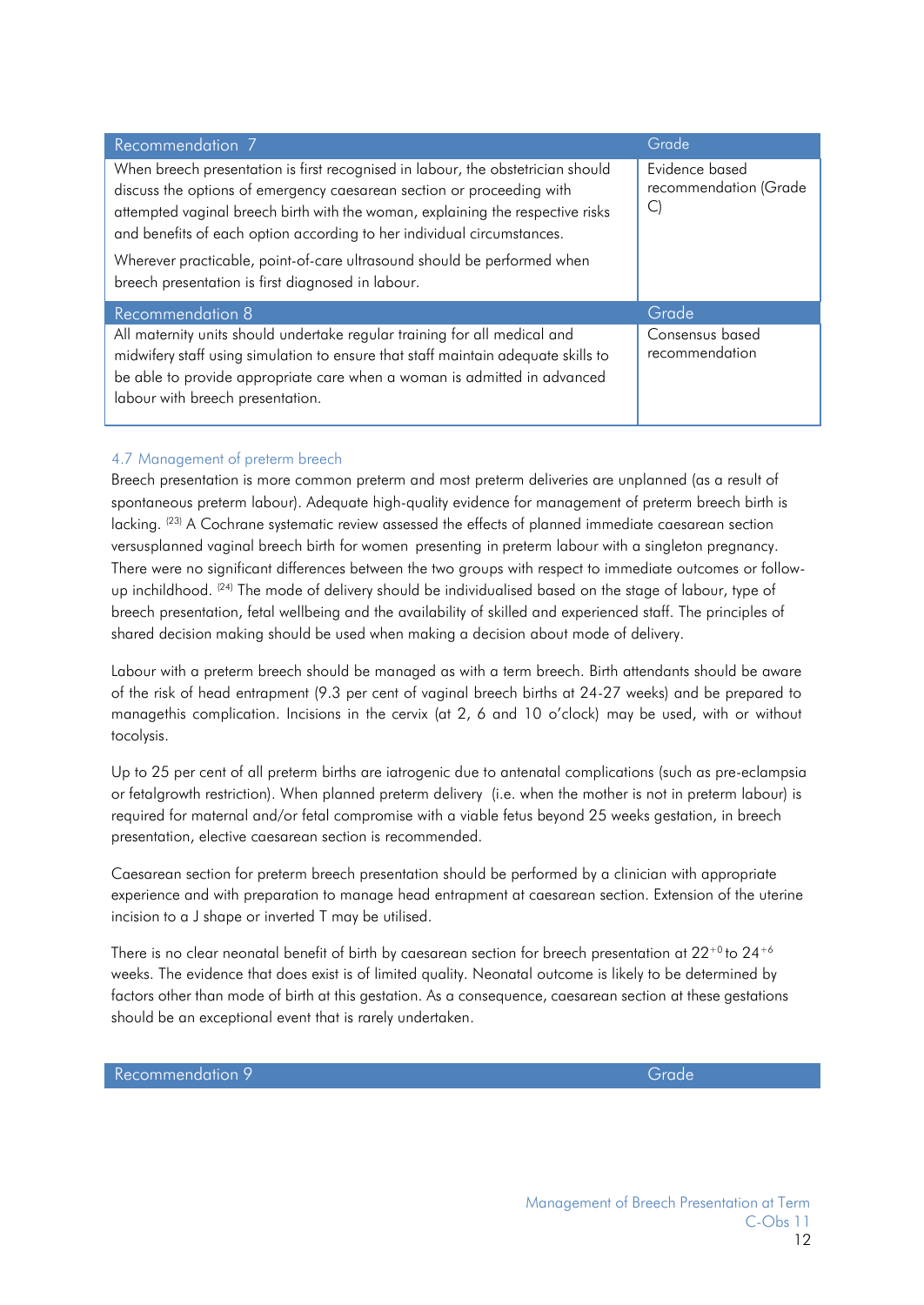| Recommendation 7 | Grade |
|---|---|
| When breech presentation is first recognised in labour, the obstetrician should discuss the options of emergency caesarean section or proceeding with attempted vaginal breech birth with the woman, explaining the respective risks and benefits of each option according to her individual circumstances. Wherever practicable, point-of-care ultrasound should be performed when breech presentation is first diagnosed in labour. | Evidence based recommendation (Grade C) |

| Recommendation 8 | Grade |
|---|---|
| All maternity units should undertake regular training for all medical and midwifery staff using simulation to ensure that staff maintain adequate skills to be able to provide appropriate care when a woman is admitted in advanced labour with breech presentation. | Consensus based recommendation |

### 4.7 Management of preterm breech

Breech presentation is more common preterm and most preterm deliveries are unplanned (as a result of spontaneous preterm labour). Adequate high-quality evidence for management of preterm breech birth is lacking. [23] A Cochrane systematic review assessed the effects of planned immediate caesarean section versusplanned vaginal breech birth for women presenting in preterm labour with a singleton pregnancy. There were no significant differences between the two groups with respect to immediate outcomes or follow-up inchildhood. [24] The mode of delivery should be individualised based on the stage of labour, type of breech presentation, fetal wellbeing and the availability of skilled and experienced staff. The principles of shared decision making should be used when making a decision about mode of delivery.

Labour with a preterm breech should be managed as with a term breech. Birth attendants should be aware of the risk of head entrapment (9.3 per cent of vaginal breech births at 24-27 weeks) and be prepared to managethis complication. Incisions in the cervix (at 2, 6 and 10 o'clock) may be used, with or without tocolysis.

Up to 25 per cent of all preterm births are iatrogenic due to antenatal complications (such as pre-eclampsia or fetalgrowth restriction). When planned preterm delivery (i.e. when the mother is not in preterm labour) is required for maternal and/or fetal compromise with a viable fetus beyond 25 weeks gestation, in breech presentation, elective caesarean section is recommended.

Caesarean section for preterm breech presentation should be performed by a clinician with appropriate experience and with preparation to manage head entrapment at caesarean section. Extension of the uterine incision to a J shape or inverted T may be utilised.

There is no clear neonatal benefit of birth by caesarean section for breech presentation at $22^{+0}$ to $24^{+6}$ weeks. The evidence that does exist is of limited quality. Neonatal outcome is likely to be determined by factors other than mode of birth at this gestation. As a consequence, caesarean section at these gestations should be an exceptional event that is rarely undertaken.

| Recommendation 9 | Grade |
|---|---|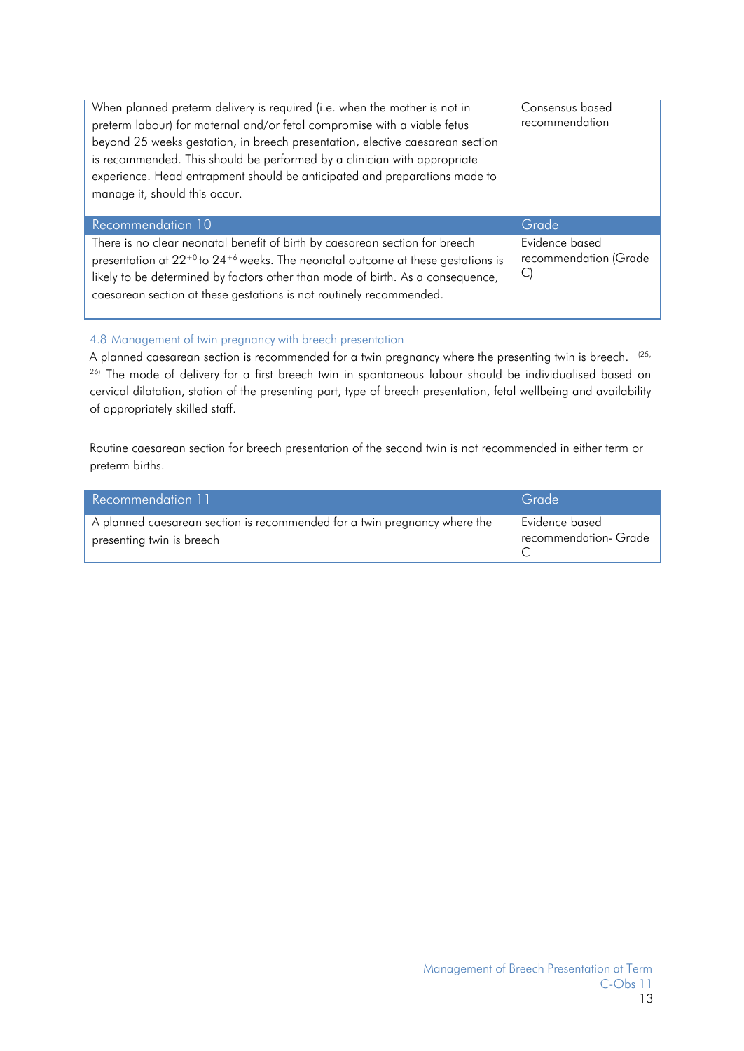| | |
|---|---|
| When planned preterm delivery is required (i.e. when the mother is not in preterm labour) for maternal and/or fetal compromise with a viable fetus beyond 25 weeks gestation, in breech presentation, elective caesarean section is recommended. This should be performed by a clinician with appropriate experience. Head entrapment should be anticipated and preparations made to manage it, should this occur. | Consensus based recommendation |

| Recommendation 10 | Grade |
|---|---|
| There is no clear neonatal benefit of birth by caesarean section for breech presentation at $22^{+0}$ to $24^{+6}$ weeks. The neonatal outcome at these gestations is likely to be determined by factors other than mode of birth. As a consequence, caesarean section at these gestations is not routinely recommended. | Evidence based recommendation (Grade C) |

### 4.8 Management of twin pregnancy with breech presentation

A planned caesarean section is recommended for a twin pregnancy where the presenting twin is breech. [25, 26] The mode of delivery for a first breech twin in spontaneous labour should be individualised based on cervical dilatation, station of the presenting part, type of breech presentation, fetal wellbeing and availability of appropriately skilled staff.

Routine caesarean section for breech presentation of the second twin is not recommended in either term or preterm births.

| Recommendation 11 | Grade |
|---|---|
| A planned caesarean section is recommended for a twin pregnancy where the presenting twin is breech | Evidence based recommendation- Grade C |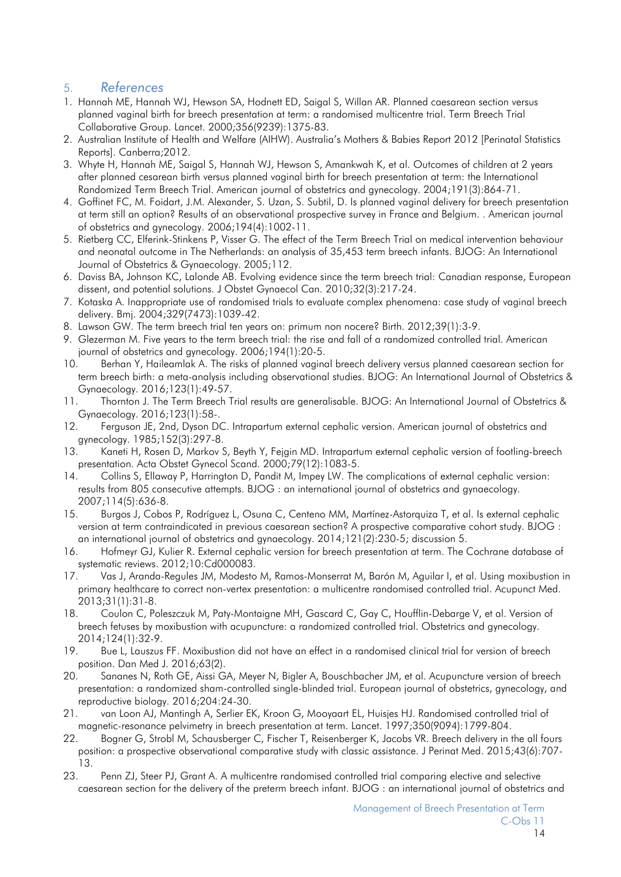## 5. *References*

1. Hannah ME, Hannah WJ, Hewson SA, Hodnett ED, Saigal S, Willan AR. Planned caesarean section versus planned vaginal birth for breech presentation at term: a randomised multicentre trial. Term Breech Trial Collaborative Group. Lancet. 2000;356(9239):1375-83.
2. Australian Institute of Health and Welfare (AIHW). Australia's Mothers & Babies Report 2012 [Perinatal Statistics Reports]. Canberra;2012.
3. Whyte H, Hannah ME, Saigal S, Hannah WJ, Hewson S, Amankwah K, et al. Outcomes of children at 2 years after planned cesarean birth versus planned vaginal birth for breech presentation at term: the International Randomized Term Breech Trial. American journal of obstetrics and gynecology. 2004;191(3):864-71.
4. Goffinet FC, M. Foidart, J.M. Alexander, S. Uzan, S. Subtil, D. Is planned vaginal delivery for breech presentation at term still an option? Results of an observational prospective survey in France and Belgium. . American journal of obstetrics and gynecology. 2006;194(4):1002-11.
5. Rietberg CC, Elferink-Stinkens P, Visser G. The effect of the Term Breech Trial on medical intervention behaviour and neonatal outcome in The Netherlands: an analysis of 35,453 term breech infants. BJOG: An International Journal of Obstetrics & Gynaecology. 2005;112.
6. Daviss BA, Johnson KC, Lalonde AB. Evolving evidence since the term breech trial: Canadian response, European dissent, and potential solutions. J Obstet Gynaecol Can. 2010;32(3):217-24.
7. Kotaska A. Inappropriate use of randomised trials to evaluate complex phenomena: case study of vaginal breech delivery. Bmj. 2004;329(7473):1039-42.
8. Lawson GW. The term breech trial ten years on: primum non nocere? Birth. 2012;39(1):3-9.
9. Glezerman M. Five years to the term breech trial: the rise and fall of a randomized controlled trial. American journal of obstetrics and gynecology. 2006;194(1):20-5.
10. Berhan Y, Haileamlak A. The risks of planned vaginal breech delivery versus planned caesarean section for term breech birth: a meta-analysis including observational studies. BJOG: An International Journal of Obstetrics & Gynaecology. 2016;123(1):49-57.
11. Thornton J. The Term Breech Trial results are generalisable. BJOG: An International Journal of Obstetrics & Gynaecology. 2016;123(1):58-.
12. Ferguson JE, 2nd, Dyson DC. Intrapartum external cephalic version. American journal of obstetrics and gynecology. 1985;152(3):297-8.
13. Kaneti H, Rosen D, Markov S, Beyth Y, Fejgin MD. Intrapartum external cephalic version of footling-breech presentation. Acta Obstet Gynecol Scand. 2000;79(12):1083-5.
14. Collins S, Ellaway P, Harrington D, Pandit M, Impey LW. The complications of external cephalic version: results from 805 consecutive attempts. BJOG : an international journal of obstetrics and gynaecology. 2007;114(5):636-8.
15. Burgos J, Cobos P, Rodríguez L, Osuna C, Centeno MM, Martínez-Astorquiza T, et al. Is external cephalic version at term contraindicated in previous caesarean section? A prospective comparative cohort study. BJOG : an international journal of obstetrics and gynaecology. 2014;121(2):230-5; discussion 5.
16. Hofmeyr GJ, Kulier R. External cephalic version for breech presentation at term. The Cochrane database of systematic reviews. 2012;10:Cd000083.
17. Vas J, Aranda-Regules JM, Modesto M, Ramos-Monserrat M, Barón M, Aguilar I, et al. Using moxibustion in primary healthcare to correct non-vertex presentation: a multicentre randomised controlled trial. Acupunct Med. 2013;31(1):31-8.
18. Coulon C, Poleszczuk M, Paty-Montaigne MH, Gascard C, Gay C, Houfflin-Debarge V, et al. Version of breech fetuses by moxibustion with acupuncture: a randomized controlled trial. Obstetrics and gynecology. 2014;124(1):32-9.
19. Bue L, Lauszus FF. Moxibustion did not have an effect in a randomised clinical trial for version of breech position. Dan Med J. 2016;63(2).
20. Sananes N, Roth GE, Aissi GA, Meyer N, Bigler A, Bouschbacher JM, et al. Acupuncture version of breech presentation: a randomized sham-controlled single-blinded trial. European journal of obstetrics, gynecology, and reproductive biology. 2016;204:24-30.
21. van Loon AJ, Mantingh A, Serlier EK, Kroon G, Mooyaart EL, Huisjes HJ. Randomised controlled trial of magnetic-resonance pelvimetry in breech presentation at term. Lancet. 1997;350(9094):1799-804.
22. Bogner G, Strobl M, Schausberger C, Fischer T, Reisenberger K, Jacobs VR. Breech delivery in the all fours position: a prospective observational comparative study with classic assistance. J Perinat Med. 2015;43(6):707-13.
23. Penn ZJ, Steer PJ, Grant A. A multicentre randomised controlled trial comparing elective and selective caesarean section for the delivery of the preterm breech infant. BJOG : an international journal of obstetrics and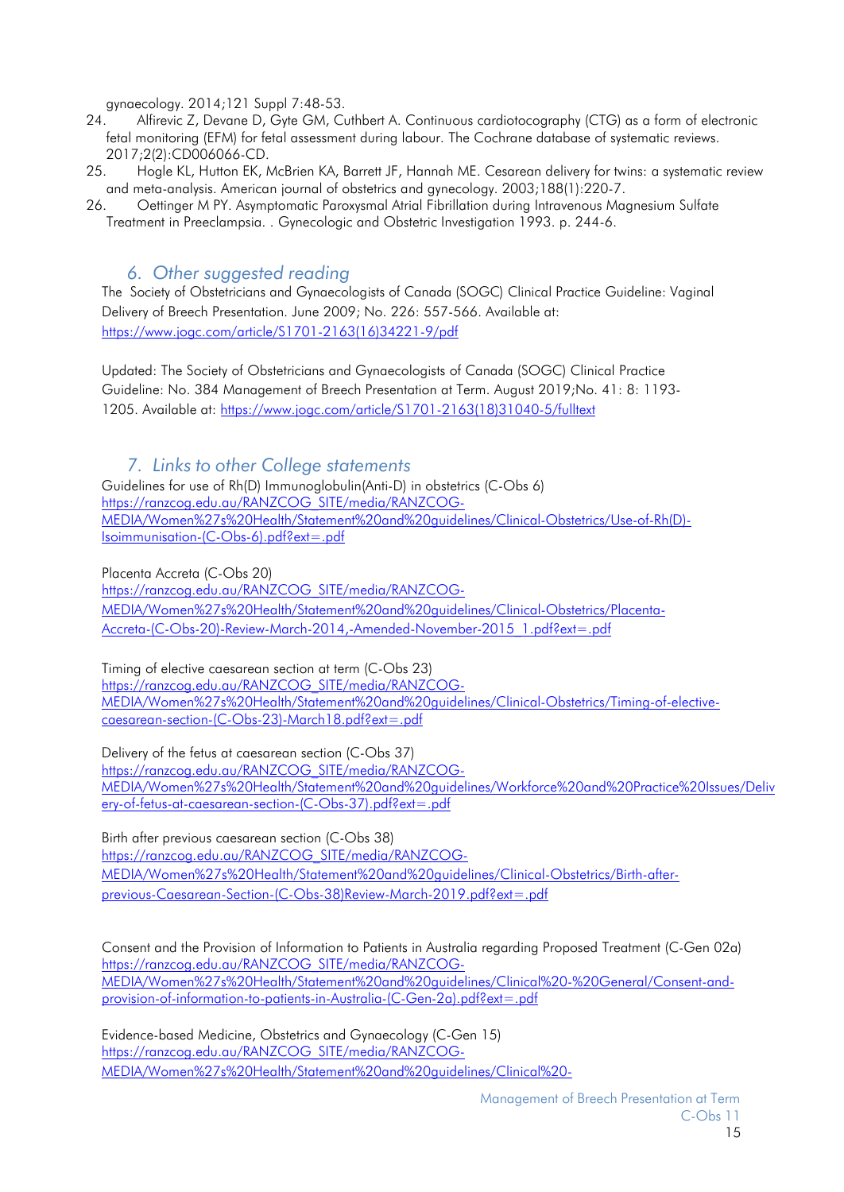gynaecology. 2014;121 Suppl 7:48-53.

24. Alfirevic Z, Devane D, Gyte GM, Cuthbert A. Continuous cardiotocography (CTG) as a form of electronic fetal monitoring (EFM) for fetal assessment during labour. The Cochrane database of systematic reviews. 2017;2(2):CD006066-CD.
25. Hogle KL, Hutton EK, McBrien KA, Barrett JF, Hannah ME. Cesarean delivery for twins: a systematic review and meta-analysis. American journal of obstetrics and gynecology. 2003;188(1):220-7.
26. Oettinger M PY. Asymptomatic Paroxysmal Atrial Fibrillation during Intravenous Magnesium Sulfate Treatment in Preeclampsia. . Gynecologic and Obstetric Investigation 1993. p. 244-6.

## 6. Other suggested reading

The Society of Obstetricians and Gynaecologists of Canada (SOGC) Clinical Practice Guideline: Vaginal Delivery of Breech Presentation. June 2009; No. 226: 557-566. Available at: https://www.jogc.com/article/S1701-2163(16)34221-9/pdf

Updated: The Society of Obstetricians and Gynaecologists of Canada (SOGC) Clinical Practice Guideline: No. 384 Management of Breech Presentation at Term. August 2019;No. 41: 8: 1193-1205. Available at: https://www.jogc.com/article/S1701-2163(18)31040-5/fulltext

## 7. Links to other College statements

Guidelines for use of Rh(D) Immunoglobulin(Anti-D) in obstetrics (C-Obs 6)
https://ranzcog.edu.au/RANZCOG_SITE/media/RANZCOG-MEDIA/Women%27s%20Health/Statement%20and%20guidelines/Clinical-Obstetrics/Use-of-Rh(D)-Isoimmunisation-(C-Obs-6).pdf?ext=.pdf

Placenta Accreta (C-Obs 20)
https://ranzcog.edu.au/RANZCOG_SITE/media/RANZCOG-MEDIA/Women%27s%20Health/Statement%20and%20guidelines/Clinical-Obstetrics/Placenta-Accreta-(C-Obs-20)-Review-March-2014,-Amended-November-2015_1.pdf?ext=.pdf

Timing of elective caesarean section at term (C-Obs 23)
https://ranzcog.edu.au/RANZCOG_SITE/media/RANZCOG-MEDIA/Women%27s%20Health/Statement%20and%20guidelines/Clinical-Obstetrics/Timing-of-elective-caesarean-section-(C-Obs-23)-March18.pdf?ext=.pdf

Delivery of the fetus at caesarean section (C-Obs 37)
https://ranzcog.edu.au/RANZCOG_SITE/media/RANZCOG-MEDIA/Women%27s%20Health/Statement%20and%20guidelines/Workforce%20and%20Practice%20Issues/Delivery-of-fetus-at-caesarean-section-(C-Obs-37).pdf?ext=.pdf

Birth after previous caesarean section (C-Obs 38)
https://ranzcog.edu.au/RANZCOG_SITE/media/RANZCOG-MEDIA/Women%27s%20Health/Statement%20and%20guidelines/Clinical-Obstetrics/Birth-after-previous-Caesarean-Section-(C-Obs-38)Review-March-2019.pdf?ext=.pdf

Consent and the Provision of Information to Patients in Australia regarding Proposed Treatment (C-Gen 02a)
https://ranzcog.edu.au/RANZCOG_SITE/media/RANZCOG-MEDIA/Women%27s%20Health/Statement%20and%20guidelines/Clinical%20-%20General/Consent-and-provision-of-information-to-patients-in-Australia-(C-Gen-2a).pdf?ext=.pdf

Evidence-based Medicine, Obstetrics and Gynaecology (C-Gen 15)
https://ranzcog.edu.au/RANZCOG_SITE/media/RANZCOG-MEDIA/Women%27s%20Health/Statement%20and%20guidelines/Clinical%20-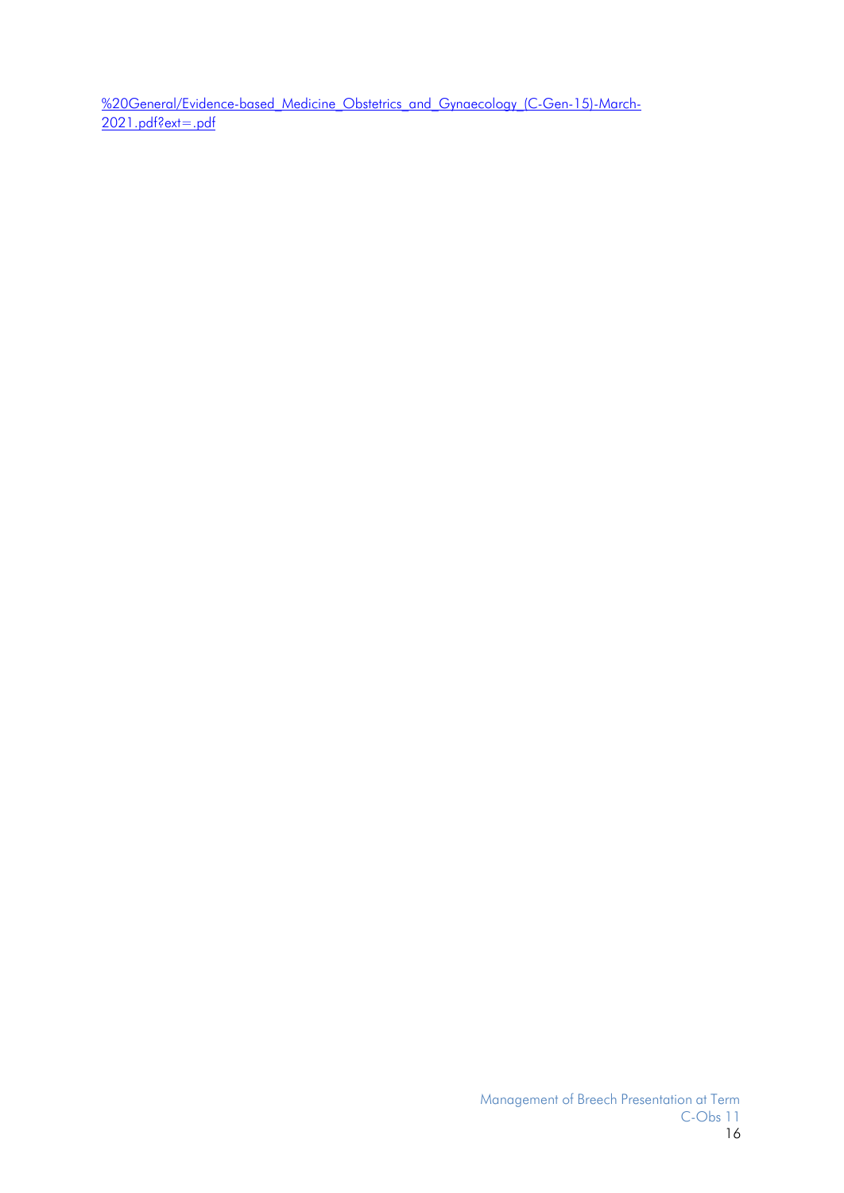%20General/Evidence-based_Medicine_Obstetrics_and_Gynaecology_(C-Gen-15)-March-2021.pdf?ext=.pdf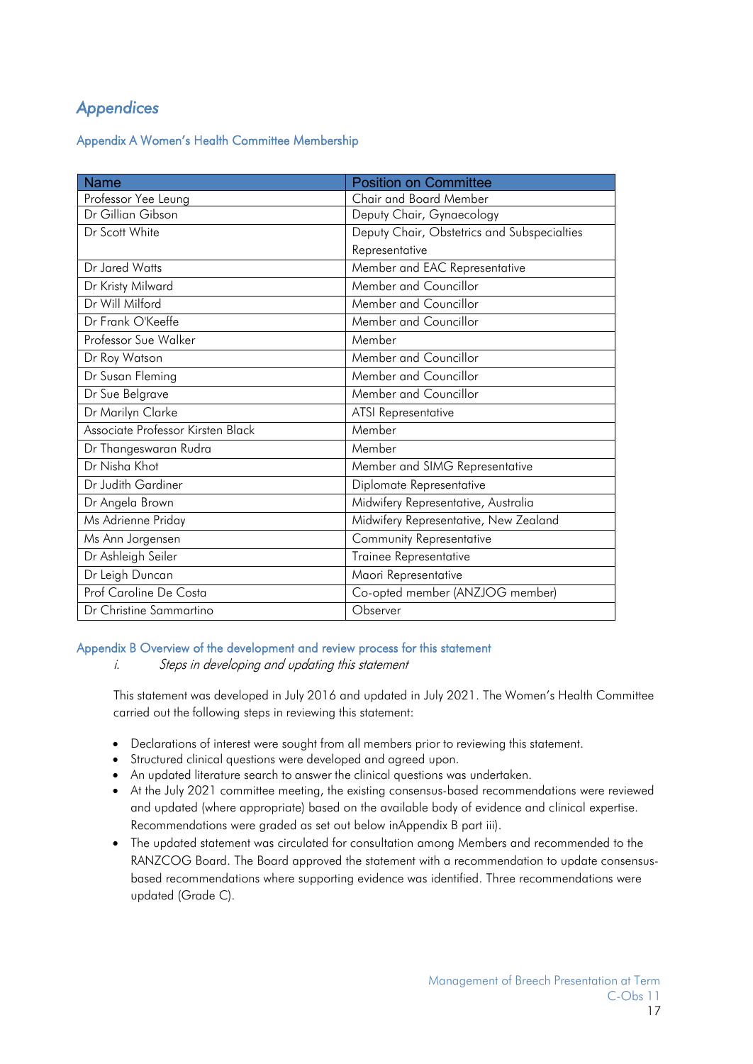# Appendices

## Appendix A Women's Health Committee Membership

| Name | Position on Committee |
|---|---|
| Professor Yee Leung | Chair and Board Member |
| Dr Gillian Gibson | Deputy Chair, Gynaecology |
| Dr Scott White | Deputy Chair, Obstetrics and Subspecialties Representative |
| Dr Jared Watts | Member and EAC Representative |
| Dr Kristy Milward | Member and Councillor |
| Dr Will Milford | Member and Councillor |
| Dr Frank O'Keeffe | Member and Councillor |
| Professor Sue Walker | Member |
| Dr Roy Watson | Member and Councillor |
| Dr Susan Fleming | Member and Councillor |
| Dr Sue Belgrave | Member and Councillor |
| Dr Marilyn Clarke | ATSI Representative |
| Associate Professor Kirsten Black | Member |
| Dr Thangeswaran Rudra | Member |
| Dr Nisha Khot | Member and SIMG Representative |
| Dr Judith Gardiner | Diplomate Representative |
| Dr Angela Brown | Midwifery Representative, Australia |
| Ms Adrienne Priday | Midwifery Representative, New Zealand |
| Ms Ann Jorgensen | Community Representative |
| Dr Ashleigh Seiler | Trainee Representative |
| Dr Leigh Duncan | Maori Representative |
| Prof Caroline De Costa | Co-opted member (ANZJOG member) |
| Dr Christine Sammartino | Observer |

## Appendix B Overview of the development and review process for this statement

*i. Steps in developing and updating this statement*

This statement was developed in July 2016 and updated in July 2021. The Women's Health Committee carried out the following steps in reviewing this statement:

- Declarations of interest were sought from all members prior to reviewing this statement.
- Structured clinical questions were developed and agreed upon.
- An updated literature search to answer the clinical questions was undertaken.
- At the July 2021 committee meeting, the existing consensus-based recommendations were reviewed and updated (where appropriate) based on the available body of evidence and clinical expertise. Recommendations were graded as set out below inAppendix B part iii).
- The updated statement was circulated for consultation among Members and recommended to the RANZCOG Board. The Board approved the statement with a recommendation to update consensus-based recommendations where supporting evidence was identified. Three recommendations were updated (Grade C).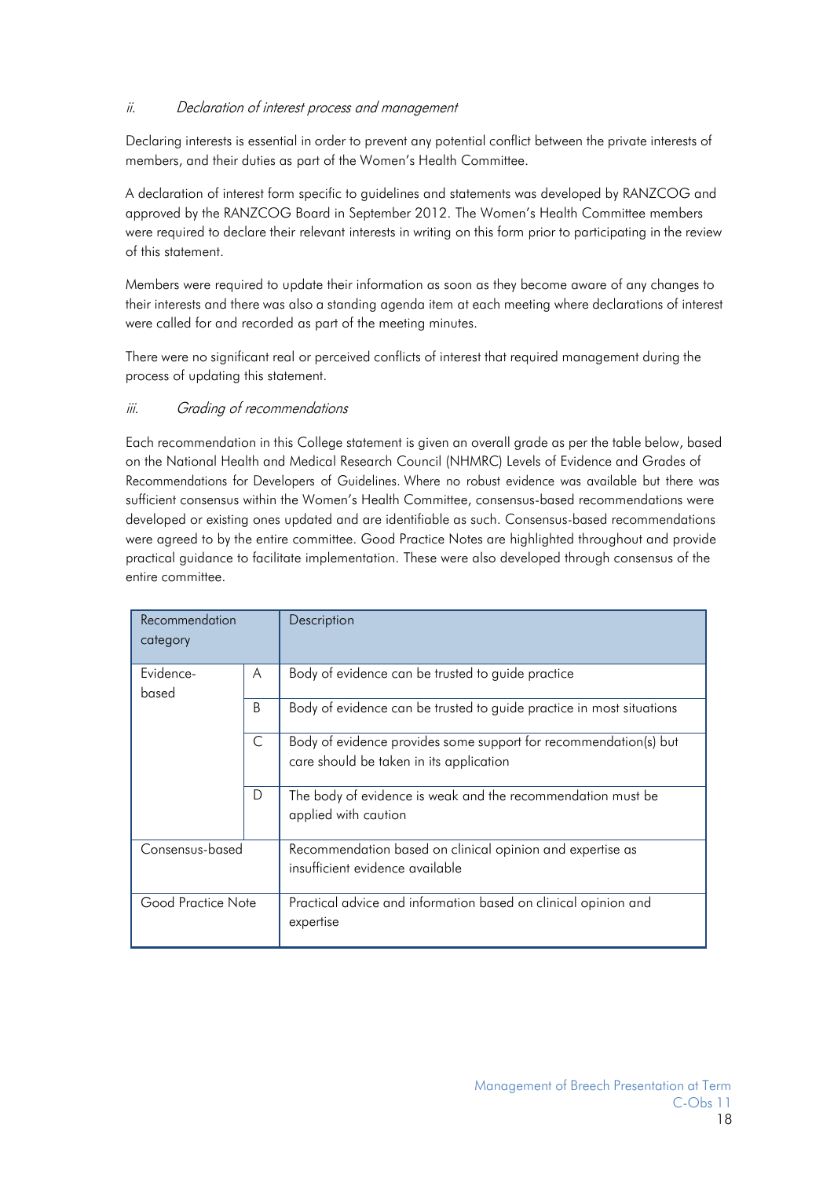### *ii. Declaration of interest process and management*

Declaring interests is essential in order to prevent any potential conflict between the private interests of members, and their duties as part of the Women's Health Committee.

A declaration of interest form specific to guidelines and statements was developed by RANZCOG and approved by the RANZCOG Board in September 2012. The Women's Health Committee members were required to declare their relevant interests in writing on this form prior to participating in the review of this statement.

Members were required to update their information as soon as they become aware of any changes to their interests and there was also a standing agenda item at each meeting where declarations of interest were called for and recorded as part of the meeting minutes.

There were no significant real or perceived conflicts of interest that required management during the process of updating this statement.

### *iii. Grading of recommendations*

Each recommendation in this College statement is given an overall grade as per the table below, based on the National Health and Medical Research Council (NHMRC) Levels of Evidence and Grades of Recommendations for Developers of Guidelines. Where no robust evidence was available but there was sufficient consensus within the Women's Health Committee, consensus-based recommendations were developed or existing ones updated and are identifiable as such. Consensus-based recommendations were agreed to by the entire committee. Good Practice Notes are highlighted throughout and provide practical guidance to facilitate implementation. These were also developed through consensus of the entire committee.

| Recommendation category | | Description |
|---|---|---|
| Evidence-based | A | Body of evidence can be trusted to guide practice |
| | B | Body of evidence can be trusted to guide practice in most situations |
| | C | Body of evidence provides some support for recommendation(s) but care should be taken in its application |
| | D | The body of evidence is weak and the recommendation must be applied with caution |
| Consensus-based | | Recommendation based on clinical opinion and expertise as insufficient evidence available |
| Good Practice Note | | Practical advice and information based on clinical opinion and expertise |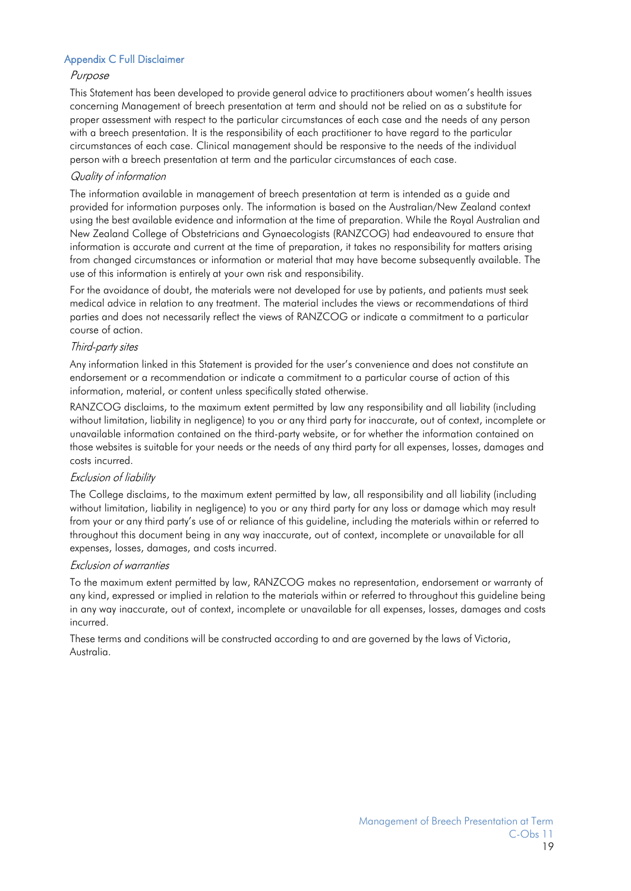## Appendix C Full Disclaimer

### *Purpose*

This Statement has been developed to provide general advice to practitioners about women's health issues concerning Management of breech presentation at term and should not be relied on as a substitute for proper assessment with respect to the particular circumstances of each case and the needs of any person with a breech presentation. It is the responsibility of each practitioner to have regard to the particular circumstances of each case. Clinical management should be responsive to the needs of the individual person with a breech presentation at term and the particular circumstances of each case.

### *Quality of information*

The information available in management of breech presentation at term is intended as a guide and provided for information purposes only. The information is based on the Australian/New Zealand context using the best available evidence and information at the time of preparation. While the Royal Australian and New Zealand College of Obstetricians and Gynaecologists (RANZCOG) had endeavoured to ensure that information is accurate and current at the time of preparation, it takes no responsibility for matters arising from changed circumstances or information or material that may have become subsequently available. The use of this information is entirely at your own risk and responsibility.

For the avoidance of doubt, the materials were not developed for use by patients, and patients must seek medical advice in relation to any treatment. The material includes the views or recommendations of third parties and does not necessarily reflect the views of RANZCOG or indicate a commitment to a particular course of action.

### *Third-party sites*

Any information linked in this Statement is provided for the user's convenience and does not constitute an endorsement or a recommendation or indicate a commitment to a particular course of action of this information, material, or content unless specifically stated otherwise.

RANZCOG disclaims, to the maximum extent permitted by law any responsibility and all liability (including without limitation, liability in negligence) to you or any third party for inaccurate, out of context, incomplete or unavailable information contained on the third-party website, or for whether the information contained on those websites is suitable for your needs or the needs of any third party for all expenses, losses, damages and costs incurred.

### *Exclusion of liability*

The College disclaims, to the maximum extent permitted by law, all responsibility and all liability (including without limitation, liability in negligence) to you or any third party for any loss or damage which may result from your or any third party's use of or reliance of this guideline, including the materials within or referred to throughout this document being in any way inaccurate, out of context, incomplete or unavailable for all expenses, losses, damages, and costs incurred.

### *Exclusion of warranties*

To the maximum extent permitted by law, RANZCOG makes no representation, endorsement or warranty of any kind, expressed or implied in relation to the materials within or referred to throughout this guideline being in any way inaccurate, out of context, incomplete or unavailable for all expenses, losses, damages and costs incurred.

These terms and conditions will be constructed according to and are governed by the laws of Victoria, Australia.